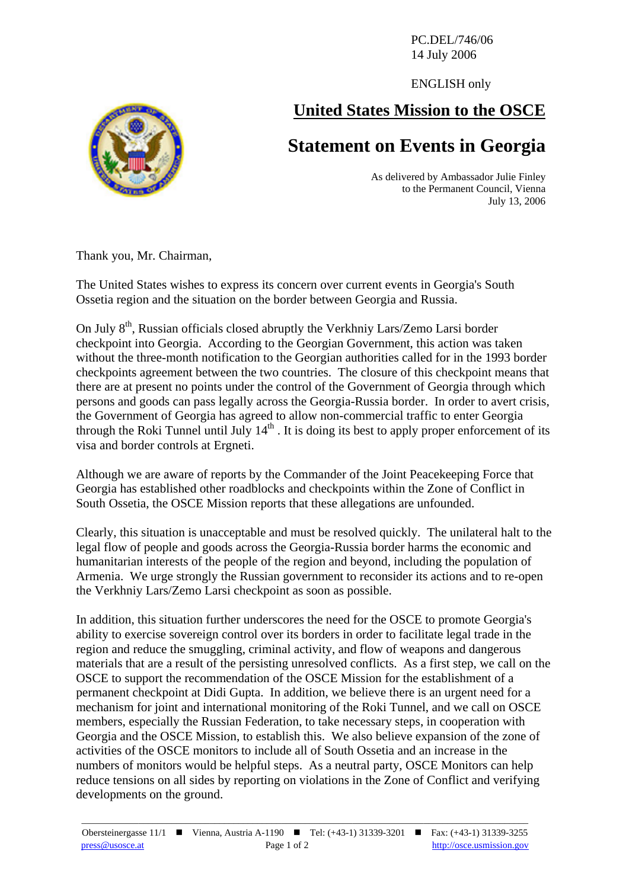PC.DEL/746/06
14 July 2006

ENGLISH only

# United States Mission to the OSCE

# Statement on Events in Georgia

As delivered by Ambassador Julie Finley
to the Permanent Council, Vienna
July 13, 2006

Thank you, Mr. Chairman,

The United States wishes to express its concern over current events in Georgia's South Ossetia region and the situation on the border between Georgia and Russia.

On July 8th, Russian officials closed abruptly the Verkhniy Lars/Zemo Larsi border checkpoint into Georgia. According to the Georgian Government, this action was taken without the three-month notification to the Georgian authorities called for in the 1993 border checkpoints agreement between the two countries. The closure of this checkpoint means that there are at present no points under the control of the Government of Georgia through which persons and goods can pass legally across the Georgia-Russia border. In order to avert crisis, the Government of Georgia has agreed to allow non-commercial traffic to enter Georgia through the Roki Tunnel until July 14th . It is doing its best to apply proper enforcement of its visa and border controls at Ergneti.

Although we are aware of reports by the Commander of the Joint Peacekeeping Force that Georgia has established other roadblocks and checkpoints within the Zone of Conflict in South Ossetia, the OSCE Mission reports that these allegations are unfounded.

Clearly, this situation is unacceptable and must be resolved quickly. The unilateral halt to the legal flow of people and goods across the Georgia-Russia border harms the economic and humanitarian interests of the people of the region and beyond, including the population of Armenia. We urge strongly the Russian government to reconsider its actions and to re-open the Verkhniy Lars/Zemo Larsi checkpoint as soon as possible.

In addition, this situation further underscores the need for the OSCE to promote Georgia's ability to exercise sovereign control over its borders in order to facilitate legal trade in the region and reduce the smuggling, criminal activity, and flow of weapons and dangerous materials that are a result of the persisting unresolved conflicts. As a first step, we call on the OSCE to support the recommendation of the OSCE Mission for the establishment of a permanent checkpoint at Didi Gupta. In addition, we believe there is an urgent need for a mechanism for joint and international monitoring of the Roki Tunnel, and we call on OSCE members, especially the Russian Federation, to take necessary steps, in cooperation with Georgia and the OSCE Mission, to establish this. We also believe expansion of the zone of activities of the OSCE monitors to include all of South Ossetia and an increase in the numbers of monitors would be helpful steps. As a neutral party, OSCE Monitors can help reduce tensions on all sides by reporting on violations in the Zone of Conflict and verifying developments on the ground.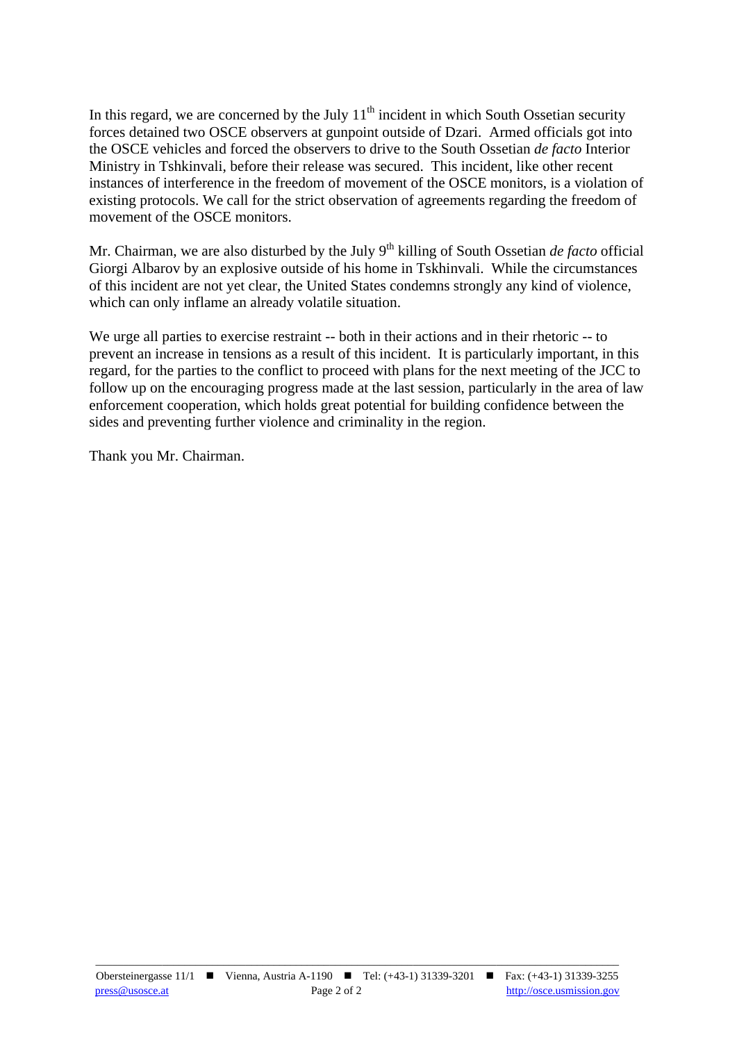In this regard, we are concerned by the July 11th incident in which South Ossetian security forces detained two OSCE observers at gunpoint outside of Dzari. Armed officials got into the OSCE vehicles and forced the observers to drive to the South Ossetian *de facto* Interior Ministry in Tshkinvali, before their release was secured. This incident, like other recent instances of interference in the freedom of movement of the OSCE monitors, is a violation of existing protocols. We call for the strict observation of agreements regarding the freedom of movement of the OSCE monitors.

Mr. Chairman, we are also disturbed by the July 9th killing of South Ossetian *de facto* official Giorgi Albarov by an explosive outside of his home in Tskhinvali. While the circumstances of this incident are not yet clear, the United States condemns strongly any kind of violence, which can only inflame an already volatile situation.

We urge all parties to exercise restraint -- both in their actions and in their rhetoric -- to prevent an increase in tensions as a result of this incident. It is particularly important, in this regard, for the parties to the conflict to proceed with plans for the next meeting of the JCC to follow up on the encouraging progress made at the last session, particularly in the area of law enforcement cooperation, which holds great potential for building confidence between the sides and preventing further violence and criminality in the region.

Thank you Mr. Chairman.